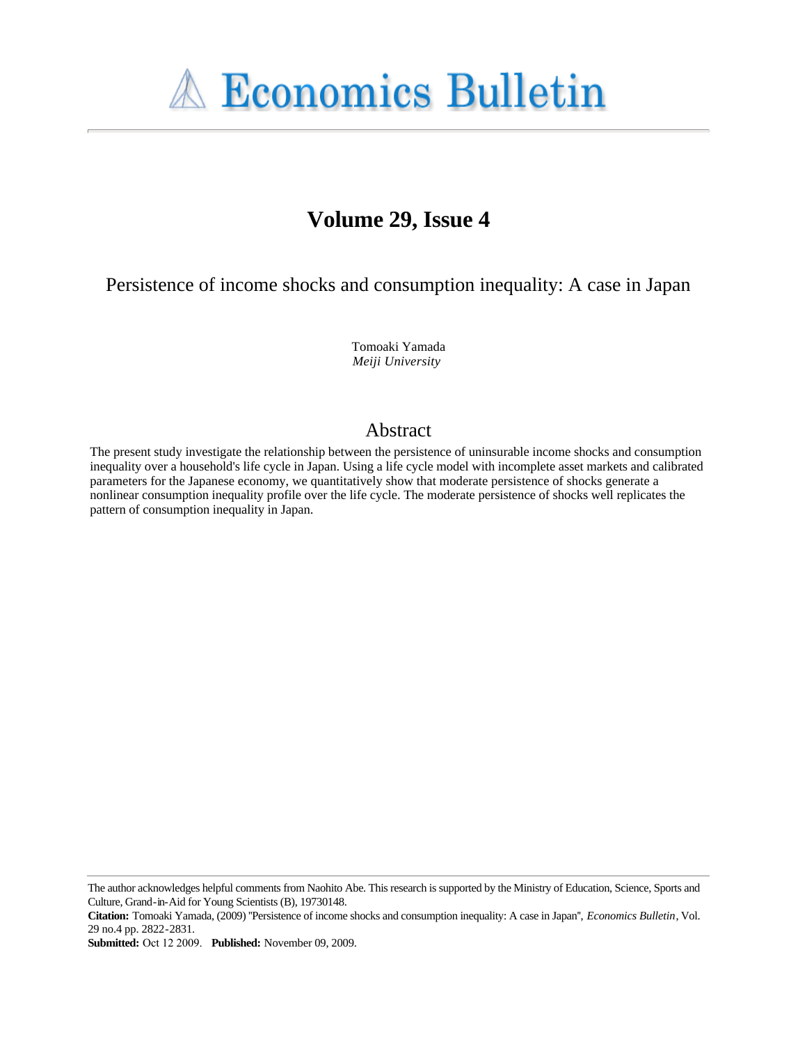# Economics Bulletin

## Volume 29, Issue 4

# Persistence of income shocks and consumption inequality: A case in Japan

Tomoaki Yamada  
*Meiji University*

## Abstract

The present study investigate the relationship between the persistence of uninsurable income shocks and consumption inequality over a household's life cycle in Japan. Using a life cycle model with incomplete asset markets and calibrated parameters for the Japanese economy, we quantitatively show that moderate persistence of shocks generate a nonlinear consumption inequality profile over the life cycle. The moderate persistence of shocks well replicates the pattern of consumption inequality in Japan.

---

The author acknowledges helpful comments from Naohito Abe. This research is supported by the Ministry of Education, Science, Sports and Culture, Grand-in-Aid for Young Scientists (B), 19730148.

**Citation:** Tomoaki Yamada, (2009) ''Persistence of income shocks and consumption inequality: A case in Japan'', *Economics Bulletin*, Vol. 29 no.4 pp. 2822-2831.

**Submitted:** Oct 12 2009. **Published:** November 09, 2009.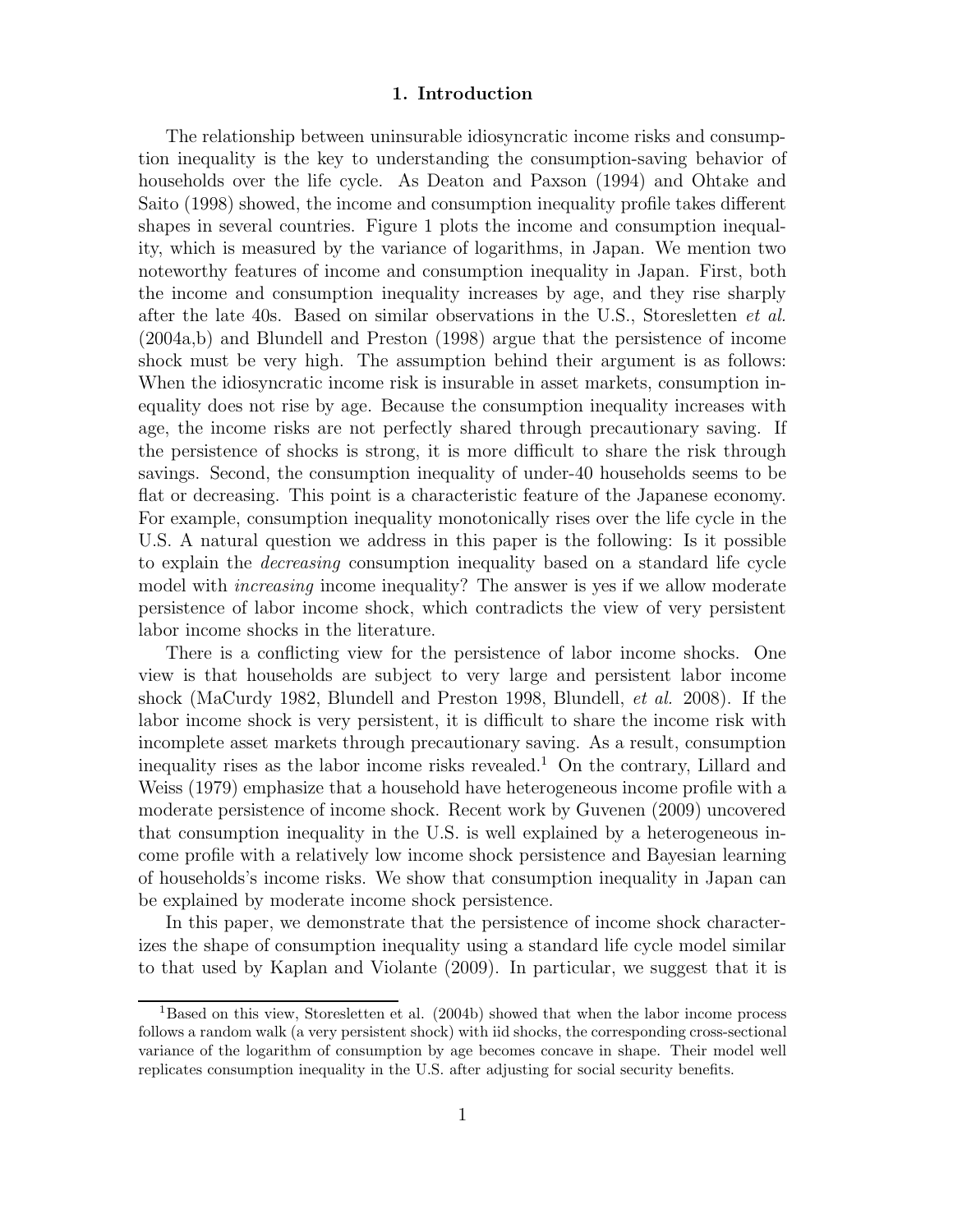## 1. Introduction

The relationship between uninsurable idiosyncratic income risks and consumption inequality is the key to understanding the consumption-saving behavior of households over the life cycle. As Deaton and Paxson (1994) and Ohtake and Saito (1998) showed, the income and consumption inequality profile takes different shapes in several countries. Figure 1 plots the income and consumption inequality, which is measured by the variance of logarithms, in Japan. We mention two noteworthy features of income and consumption inequality in Japan. First, both the income and consumption inequality increases by age, and they rise sharply after the late 40s. Based on similar observations in the U.S., Storesletten *et al.* (2004a,b) and Blundell and Preston (1998) argue that the persistence of income shock must be very high. The assumption behind their argument is as follows: When the idiosyncratic income risk is insurable in asset markets, consumption inequality does not rise by age. Because the consumption inequality increases with age, the income risks are not perfectly shared through precautionary saving. If the persistence of shocks is strong, it is more difficult to share the risk through savings. Second, the consumption inequality of under-40 households seems to be flat or decreasing. This point is a characteristic feature of the Japanese economy. For example, consumption inequality monotonically rises over the life cycle in the U.S. A natural question we address in this paper is the following: Is it possible to explain the *decreasing* consumption inequality based on a standard life cycle model with *increasing* income inequality? The answer is yes if we allow moderate persistence of labor income shock, which contradicts the view of very persistent labor income shocks in the literature.

There is a conflicting view for the persistence of labor income shocks. One view is that households are subject to very large and persistent labor income shock (MaCurdy 1982, Blundell and Preston 1998, Blundell, *et al.* 2008). If the labor income shock is very persistent, it is difficult to share the income risk with incomplete asset markets through precautionary saving. As a result, consumption inequality rises as the labor income risks revealed.[1] On the contrary, Lillard and Weiss (1979) emphasize that a household have heterogeneous income profile with a moderate persistence of income shock. Recent work by Guvenen (2009) uncovered that consumption inequality in the U.S. is well explained by a heterogeneous income profile with a relatively low income shock persistence and Bayesian learning of households's income risks. We show that consumption inequality in Japan can be explained by moderate income shock persistence.

In this paper, we demonstrate that the persistence of income shock characterizes the shape of consumption inequality using a standard life cycle model similar to that used by Kaplan and Violante (2009). In particular, we suggest that it is

[1] Based on this view, Storesletten et al. (2004b) showed that when the labor income process follows a random walk (a very persistent shock) with iid shocks, the corresponding cross-sectional variance of the logarithm of consumption by age becomes concave in shape. Their model well replicates consumption inequality in the U.S. after adjusting for social security benefits.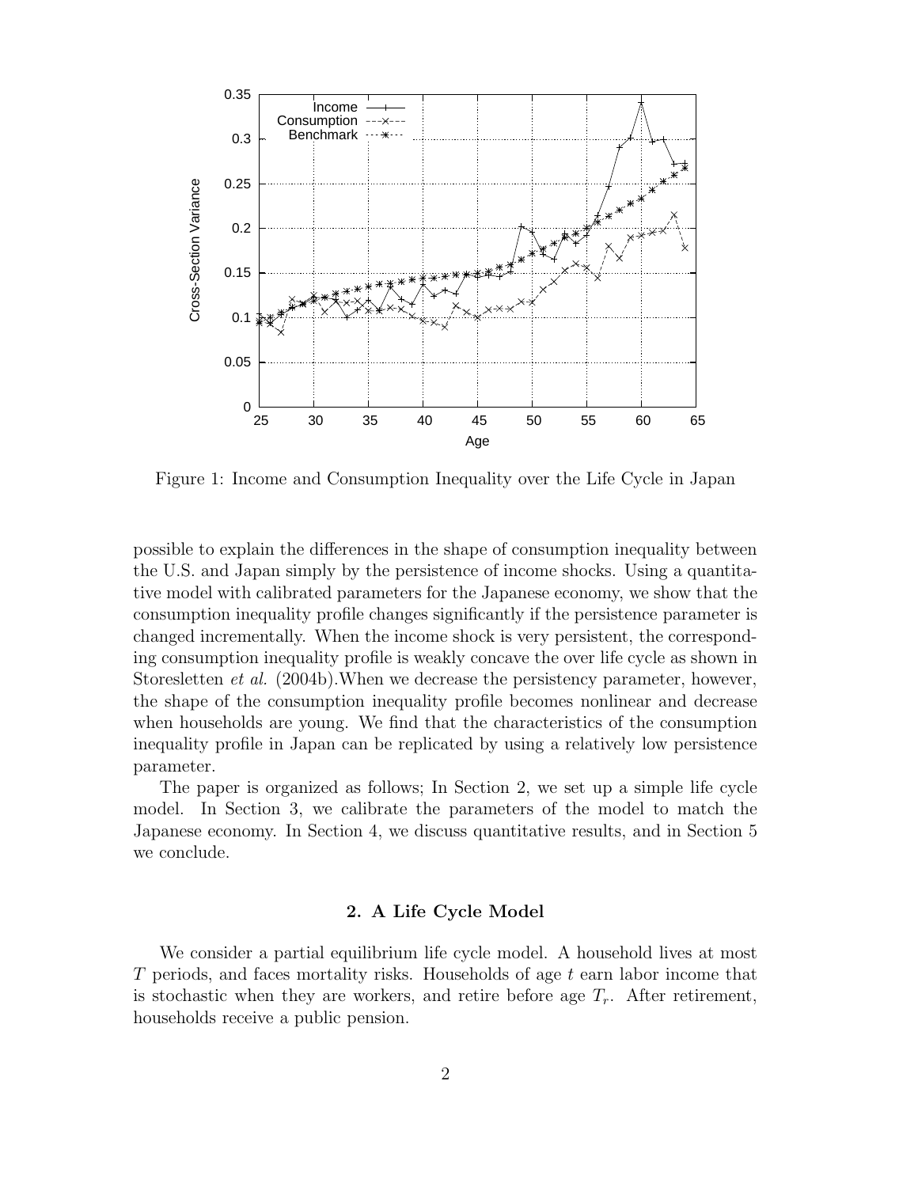Figure 1: Income and Consumption Inequality over the Life Cycle in Japan

possible to explain the differences in the shape of consumption inequality between the U.S. and Japan simply by the persistence of income shocks. Using a quantitative model with calibrated parameters for the Japanese economy, we show that the consumption inequality profile changes significantly if the persistence parameter is changed incrementally. When the income shock is very persistent, the corresponding consumption inequality profile is weakly concave the over life cycle as shown in Storesletten *et al.* (2004b).When we decrease the persistency parameter, however, the shape of the consumption inequality profile becomes nonlinear and decrease when households are young. We find that the characteristics of the consumption inequality profile in Japan can be replicated by using a relatively low persistence parameter.

The paper is organized as follows; In Section 2, we set up a simple life cycle model. In Section 3, we calibrate the parameters of the model to match the Japanese economy. In Section 4, we discuss quantitative results, and in Section 5 we conclude.

## 2. A Life Cycle Model

We consider a partial equilibrium life cycle model. A household lives at most $T$ periods, and faces mortality risks. Households of age $t$ earn labor income that is stochastic when they are workers, and retire before age $T_r$. After retirement, households receive a public pension.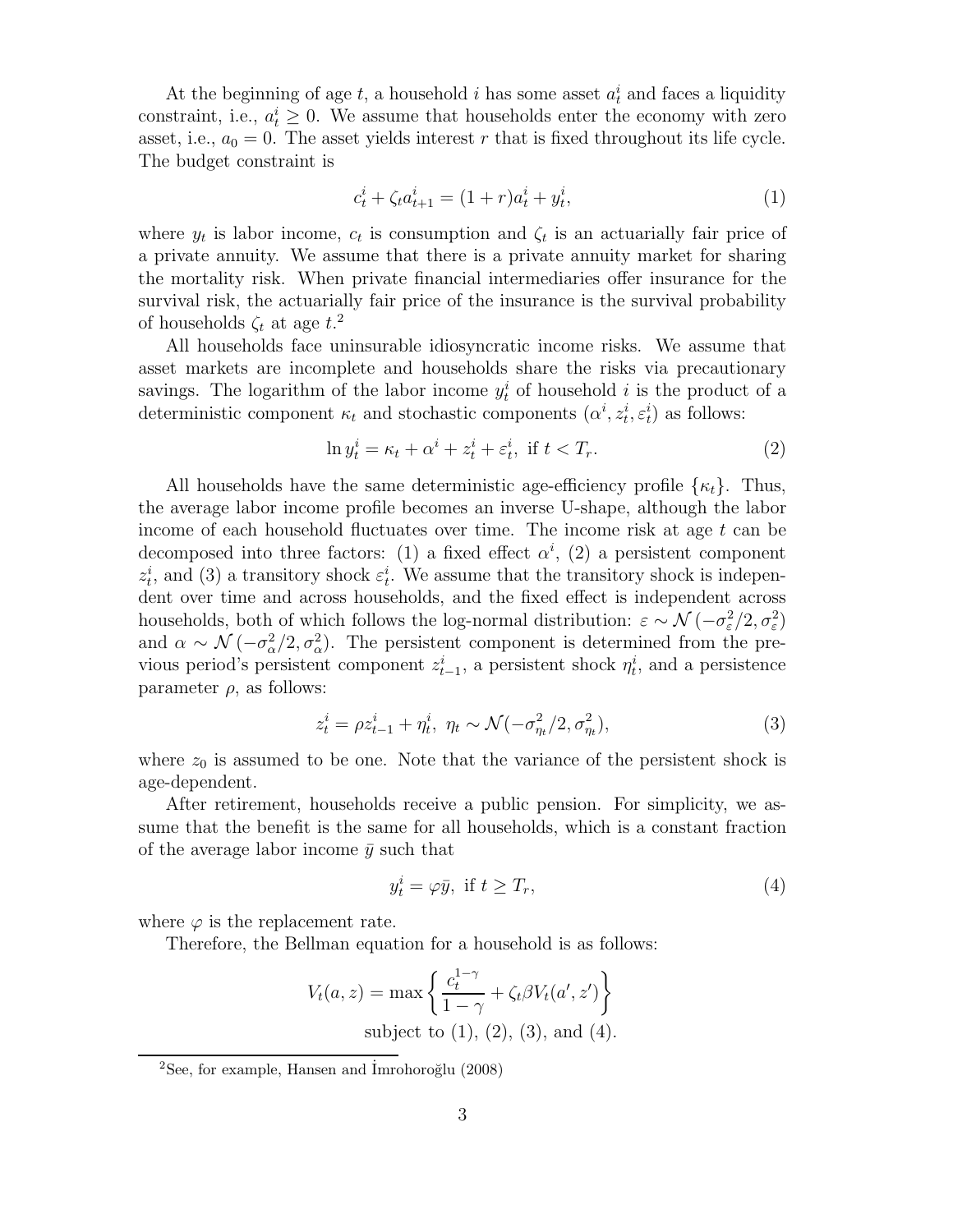At the beginning of age $t$, a household $i$ has some asset $a_t^i$ and faces a liquidity constraint, i.e., $a_t^i \geq 0$. We assume that households enter the economy with zero asset, i.e., $a_0 = 0$. The asset yields interest $r$ that is fixed throughout its life cycle. The budget constraint is

$$c_t^i + \zeta_t a_{t+1}^i = (1 + r)a_t^i + y_t^i, \tag{1}$$

where $y_t$ is labor income, $c_t$ is consumption and $\zeta_t$ is an actuarially fair price of a private annuity. We assume that there is a private annuity market for sharing the mortality risk. When private financial intermediaries offer insurance for the survival risk, the actuarially fair price of the insurance is the survival probability of households $\zeta_t$ at age $t$.[2]

All households face uninsurable idiosyncratic income risks. We assume that asset markets are incomplete and households share the risks via precautionary savings. The logarithm of the labor income $y_t^i$ of household $i$ is the product of a deterministic component $\kappa_t$ and stochastic components $(\alpha^i, z_t^i, \varepsilon_t^i)$ as follows:

$$\ln y_t^i = \kappa_t + \alpha^i + z_t^i + \varepsilon_t^i, \text{ if } t < T_r. \tag{2}$$

All households have the same deterministic age-efficiency profile $\{\kappa_t\}$. Thus, the average labor income profile becomes an inverse U-shape, although the labor income of each household fluctuates over time. The income risk at age $t$ can be decomposed into three factors: (1) a fixed effect $\alpha^i$, (2) a persistent component $z_t^i$, and (3) a transitory shock $\varepsilon_t^i$. We assume that the transitory shock is independent over time and across households, and the fixed effect is independent across households, both of which follows the log-normal distribution: $\varepsilon \sim \mathcal{N}(-\sigma_\varepsilon^2/2, \sigma_\varepsilon^2)$ and $\alpha \sim \mathcal{N}(-\sigma_\alpha^2/2, \sigma_\alpha^2)$. The persistent component is determined from the previous period's persistent component $z_{t-1}^i$, a persistent shock $\eta_t^i$, and a persistence parameter $\rho$, as follows:

$$z_t^i = \rho z_{t-1}^i + \eta_t^i, \ \eta_t \sim \mathcal{N}(-\sigma_{\eta_t}^2/2, \sigma_{\eta_t}^2), \tag{3}$$

where $z_0$ is assumed to be one. Note that the variance of the persistent shock is age-dependent.

After retirement, households receive a public pension. For simplicity, we assume that the benefit is the same for all households, which is a constant fraction of the average labor income $\bar{y}$ such that

$$y_t^i = \varphi \bar{y}, \text{ if } t \geq T_r, \tag{4}$$

where $\varphi$ is the replacement rate.

Therefore, the Bellman equation for a household is as follows:

$$V_t(a, z) = \max \left\{ \frac{c_t^{1-\gamma}}{1-\gamma} + \zeta_t \beta V_t(a', z') \right\}$$
$$\text{subject to (1), (2), (3), and (4).}$$

[2] See, for example, Hansen and İmrohoroğlu (2008)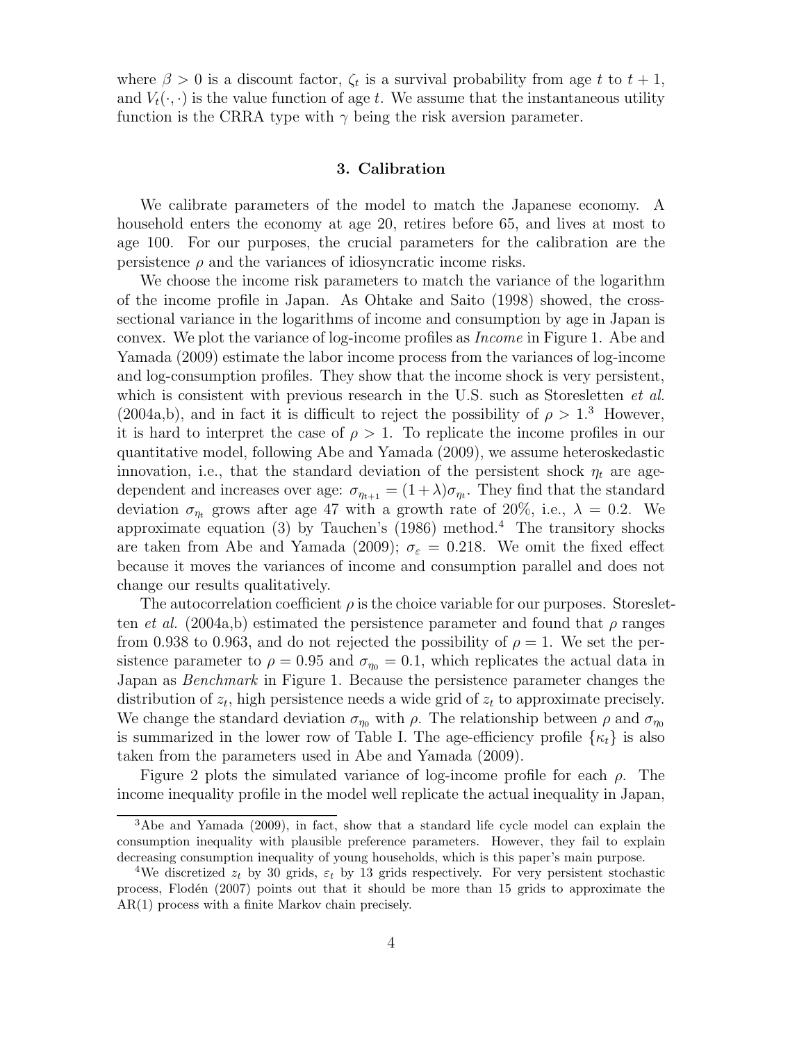where $\beta > 0$ is a discount factor, $\zeta_t$ is a survival probability from age $t$ to $t+1$, and $V_t(\cdot, \cdot)$ is the value function of age $t$. We assume that the instantaneous utility function is the CRRA type with $\gamma$ being the risk aversion parameter.

## 3. Calibration

We calibrate parameters of the model to match the Japanese economy. A household enters the economy at age 20, retires before 65, and lives at most to age 100. For our purposes, the crucial parameters for the calibration are the persistence $\rho$ and the variances of idiosyncratic income risks.

We choose the income risk parameters to match the variance of the logarithm of the income profile in Japan. As Ohtake and Saito (1998) showed, the cross-sectional variance in the logarithms of income and consumption by age in Japan is convex. We plot the variance of log-income profiles as *Income* in Figure 1. Abe and Yamada (2009) estimate the labor income process from the variances of log-income and log-consumption profiles. They show that the income shock is very persistent, which is consistent with previous research in the U.S. such as Storesletten *et al.* (2004a,b), and in fact it is difficult to reject the possibility of $\rho > 1$.[3] However, it is hard to interpret the case of $\rho > 1$. To replicate the income profiles in our quantitative model, following Abe and Yamada (2009), we assume heteroskedastic innovation, i.e., that the standard deviation of the persistent shock $\eta_t$ are age-dependent and increases over age: $\sigma_{\eta_{t+1}} = (1+\lambda)\sigma_{\eta_t}$. They find that the standard deviation $\sigma_{\eta_t}$ grows after age 47 with a growth rate of 20%, i.e., $\lambda = 0.2$. We approximate equation (3) by Tauchen's (1986) method.[4] The transitory shocks are taken from Abe and Yamada (2009); $\sigma_\varepsilon = 0.218$. We omit the fixed effect because it moves the variances of income and consumption parallel and does not change our results qualitatively.

The autocorrelation coefficient $\rho$ is the choice variable for our purposes. Storesletten *et al.* (2004a,b) estimated the persistence parameter and found that $\rho$ ranges from 0.938 to 0.963, and do not rejected the possibility of $\rho = 1$. We set the persistence parameter to $\rho = 0.95$ and $\sigma_{\eta_0} = 0.1$, which replicates the actual data in Japan as *Benchmark* in Figure 1. Because the persistence parameter changes the distribution of $z_t$, high persistence needs a wide grid of $z_t$ to approximate precisely. We change the standard deviation $\sigma_{\eta_0}$ with $\rho$. The relationship between $\rho$ and $\sigma_{\eta_0}$ is summarized in the lower row of Table I. The age-efficiency profile $\{\kappa_t\}$ is also taken from the parameters used in Abe and Yamada (2009).

Figure 2 plots the simulated variance of log-income profile for each $\rho$. The income inequality profile in the model well replicate the actual inequality in Japan,

---

[3] Abe and Yamada (2009), in fact, show that a standard life cycle model can explain the consumption inequality with plausible preference parameters. However, they fail to explain decreasing consumption inequality of young households, which is this paper's main purpose.

[4] We discretized $z_t$ by 30 grids, $\varepsilon_t$ by 13 grids respectively. For very persistent stochastic process, Flodén (2007) points out that it should be more than 15 grids to approximate the AR(1) process with a finite Markov chain precisely.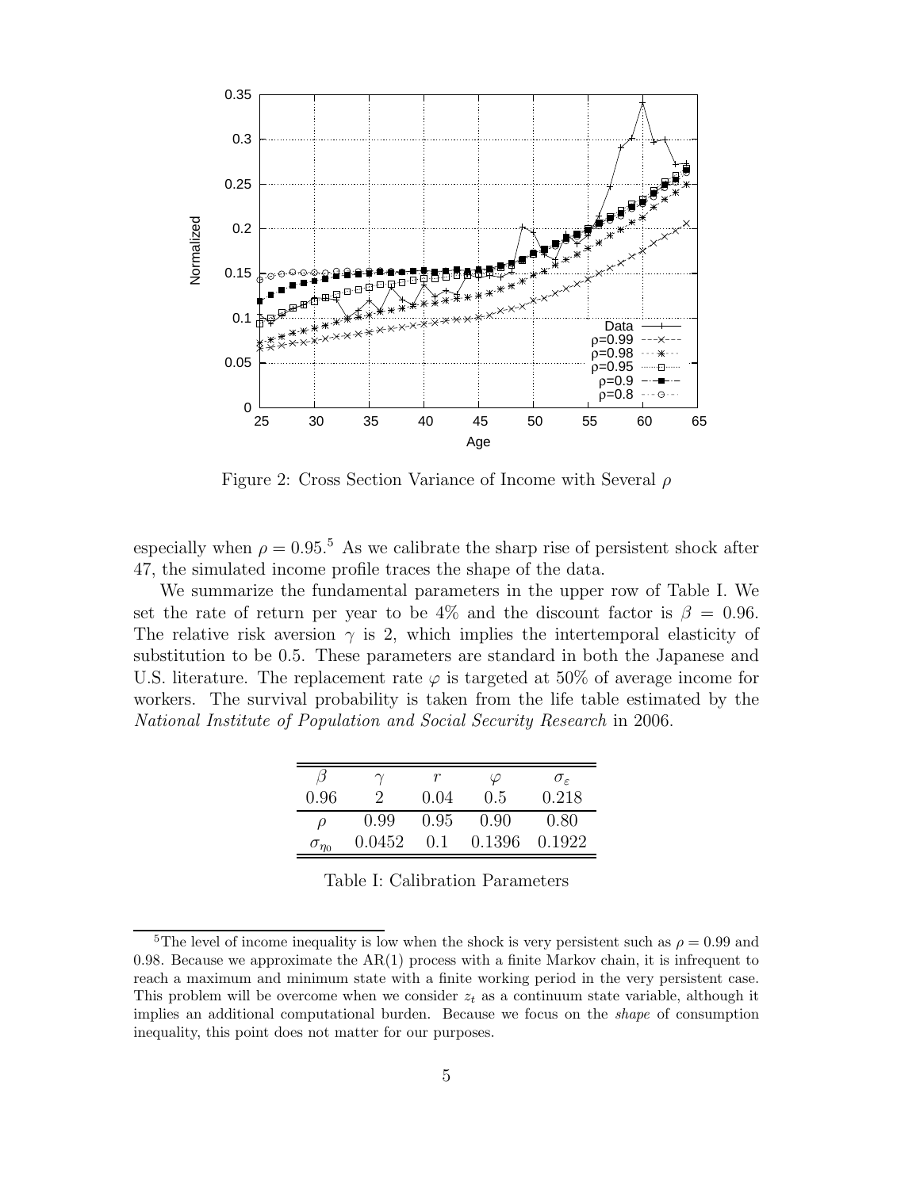Figure 2: Cross Section Variance of Income with Several $\rho$

especially when $\rho = 0.95$.[5] As we calibrate the sharp rise of persistent shock after 47, the simulated income profile traces the shape of the data.

We summarize the fundamental parameters in the upper row of Table I. We set the rate of return per year to be 4% and the discount factor is $\beta = 0.96$. The relative risk aversion $\gamma$ is 2, which implies the intertemporal elasticity of substitution to be 0.5. These parameters are standard in both the Japanese and U.S. literature. The replacement rate $\varphi$ is targeted at 50% of average income for workers. The survival probability is taken from the life table estimated by the *National Institute of Population and Social Security Research* in 2006.

| $\beta$ | $\gamma$ | $r$ | $\varphi$ | $\sigma_\varepsilon$ |
|---|---|---|---|---|
| 0.96 | 2 | 0.04 | 0.5 | 0.218 |
| $\rho$ | 0.99 | 0.95 | 0.90 | 0.80 |
| $\sigma_{\eta_0}$ | 0.0452 | 0.1 | 0.1396 | 0.1922 |

Table I: Calibration Parameters

[5] The level of income inequality is low when the shock is very persistent such as $\rho = 0.99$ and 0.98. Because we approximate the AR(1) process with a finite Markov chain, it is infrequent to reach a maximum and minimum state with a finite working period in the very persistent case. This problem will be overcome when we consider $z_t$ as a continuum state variable, although it implies an additional computational burden. Because we focus on the *shape* of consumption inequality, this point does not matter for our purposes.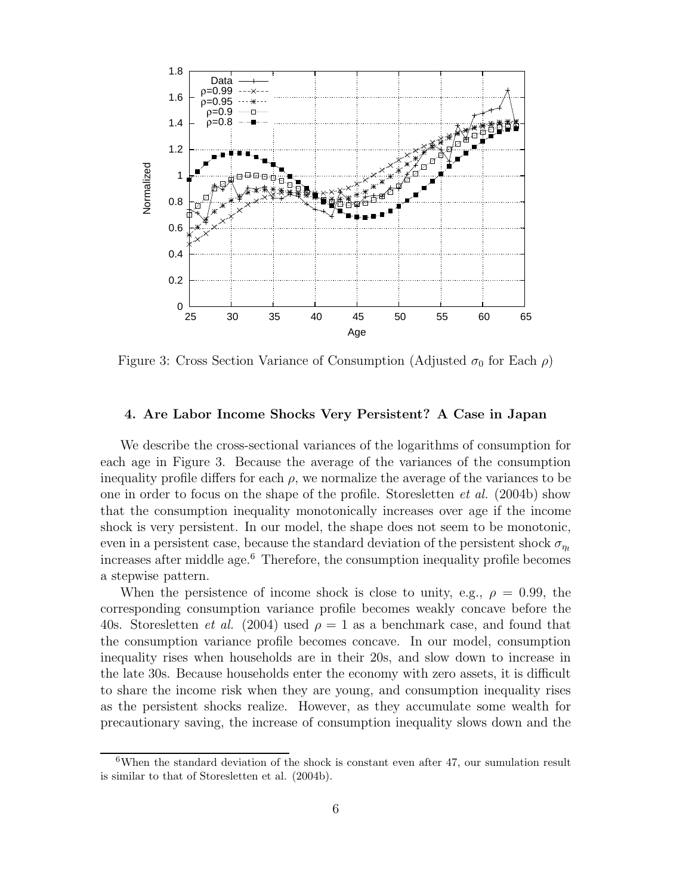Figure 3: Cross Section Variance of Consumption (Adjusted $\sigma_0$ for Each $\rho$)

### 4. Are Labor Income Shocks Very Persistent? A Case in Japan

We describe the cross-sectional variances of the logarithms of consumption for each age in Figure 3. Because the average of the variances of the consumption inequality profile differs for each $\rho$, we normalize the average of the variances to be one in order to focus on the shape of the profile. Storesletten *et al.* (2004b) show that the consumption inequality monotonically increases over age if the income shock is very persistent. In our model, the shape does not seem to be monotonic, even in a persistent case, because the standard deviation of the persistent shock $\sigma_{\eta_t}$ increases after middle age.[6] Therefore, the consumption inequality profile becomes a stepwise pattern.

When the persistence of income shock is close to unity, e.g., $\rho = 0.99$, the corresponding consumption variance profile becomes weakly concave before the 40s. Storesletten *et al.* (2004) used $\rho = 1$ as a benchmark case, and found that the consumption variance profile becomes concave. In our model, consumption inequality rises when households are in their 20s, and slow down to increase in the late 30s. Because households enter the economy with zero assets, it is difficult to share the income risk when they are young, and consumption inequality rises as the persistent shocks realize. However, as they accumulate some wealth for precautionary saving, the increase of consumption inequality slows down and the

[6] When the standard deviation of the shock is constant even after 47, our sumulation result is similar to that of Storesletten et al. (2004b).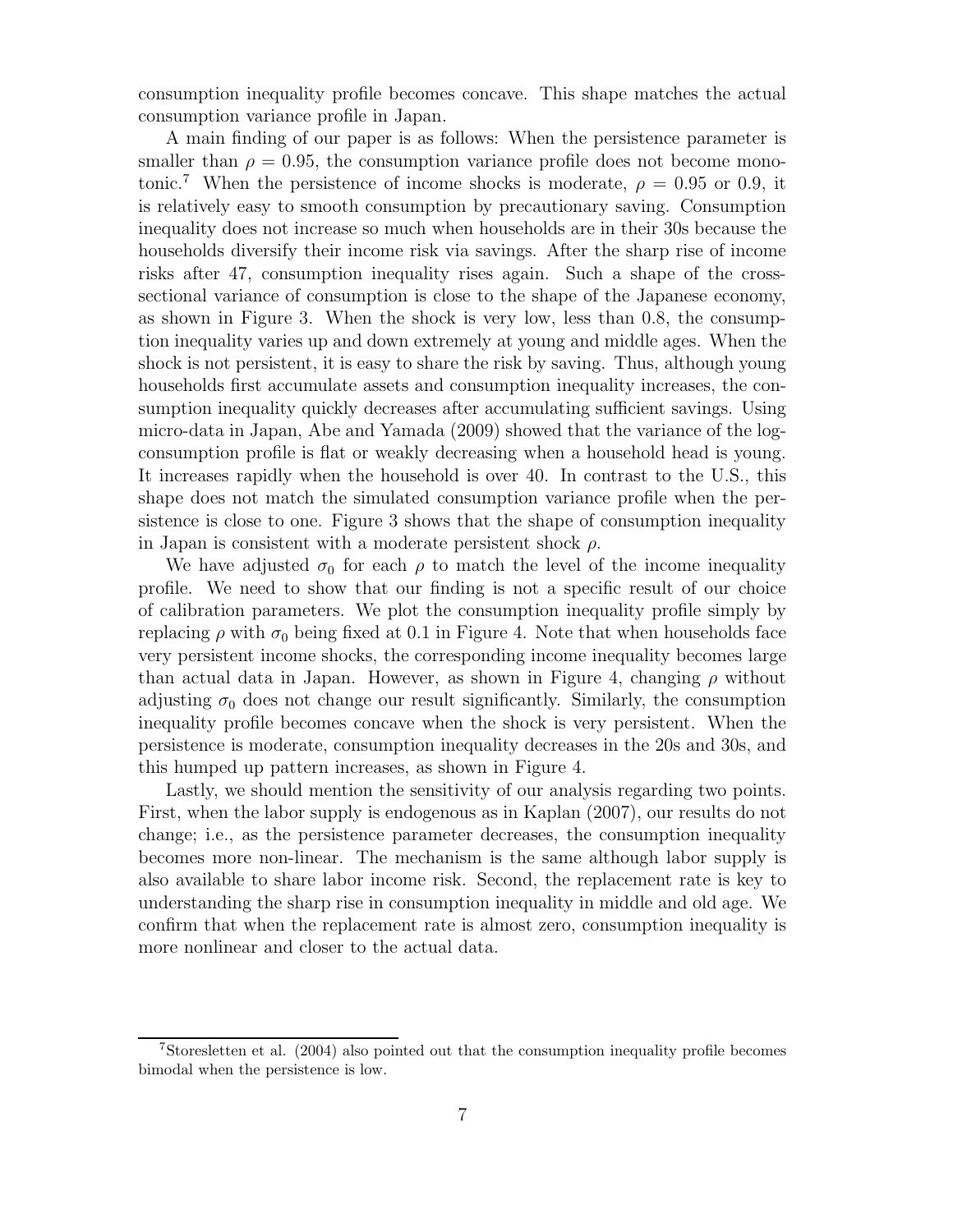consumption inequality profile becomes concave. This shape matches the actual consumption variance profile in Japan.

A main finding of our paper is as follows: When the persistence parameter is smaller than $\rho = 0.95$, the consumption variance profile does not become monotonic.[7] When the persistence of income shocks is moderate, $\rho = 0.95$ or 0.9, it is relatively easy to smooth consumption by precautionary saving. Consumption inequality does not increase so much when households are in their 30s because the households diversify their income risk via savings. After the sharp rise of income risks after 47, consumption inequality rises again. Such a shape of the cross-sectional variance of consumption is close to the shape of the Japanese economy, as shown in Figure 3. When the shock is very low, less than 0.8, the consumption inequality varies up and down extremely at young and middle ages. When the shock is not persistent, it is easy to share the risk by saving. Thus, although young households first accumulate assets and consumption inequality increases, the consumption inequality quickly decreases after accumulating sufficient savings. Using micro-data in Japan, Abe and Yamada (2009) showed that the variance of the log-consumption profile is flat or weakly decreasing when a household head is young. It increases rapidly when the household is over 40. In contrast to the U.S., this shape does not match the simulated consumption variance profile when the persistence is close to one. Figure 3 shows that the shape of consumption inequality in Japan is consistent with a moderate persistent shock $\rho$.

We have adjusted $\sigma_0$ for each $\rho$ to match the level of the income inequality profile. We need to show that our finding is not a specific result of our choice of calibration parameters. We plot the consumption inequality profile simply by replacing $\rho$ with $\sigma_0$ being fixed at 0.1 in Figure 4. Note that when households face very persistent income shocks, the corresponding income inequality becomes large than actual data in Japan. However, as shown in Figure 4, changing $\rho$ without adjusting $\sigma_0$ does not change our result significantly. Similarly, the consumption inequality profile becomes concave when the shock is very persistent. When the persistence is moderate, consumption inequality decreases in the 20s and 30s, and this humped up pattern increases, as shown in Figure 4.

Lastly, we should mention the sensitivity of our analysis regarding two points. First, when the labor supply is endogenous as in Kaplan (2007), our results do not change; i.e., as the persistence parameter decreases, the consumption inequality becomes more non-linear. The mechanism is the same although labor supply is also available to share labor income risk. Second, the replacement rate is key to understanding the sharp rise in consumption inequality in middle and old age. We confirm that when the replacement rate is almost zero, consumption inequality is more nonlinear and closer to the actual data.

[7] Storesletten et al. (2004) also pointed out that the consumption inequality profile becomes bimodal when the persistence is low.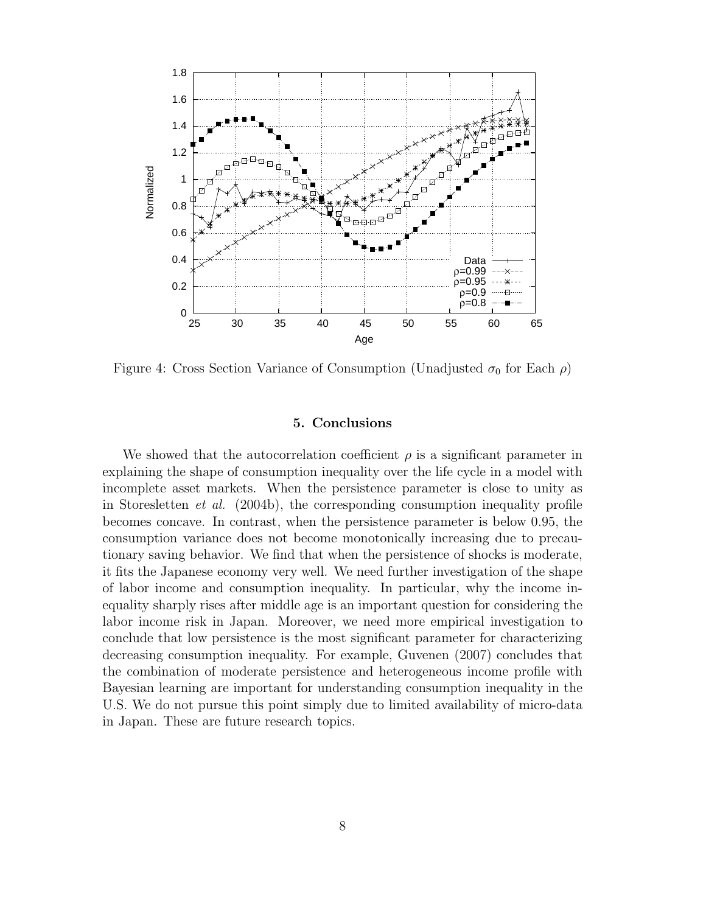Figure 4: Cross Section Variance of Consumption (Unadjusted $\sigma_0$ for Each $\rho$)

## 5. Conclusions

We showed that the autocorrelation coefficient $\rho$ is a significant parameter in explaining the shape of consumption inequality over the life cycle in a model with incomplete asset markets. When the persistence parameter is close to unity as in Storesletten *et al.* (2004b), the corresponding consumption inequality profile becomes concave. In contrast, when the persistence parameter is below 0.95, the consumption variance does not become monotonically increasing due to precautionary saving behavior. We find that when the persistence of shocks is moderate, it fits the Japanese economy very well. We need further investigation of the shape of labor income and consumption inequality. In particular, why the income inequality sharply rises after middle age is an important question for considering the labor income risk in Japan. Moreover, we need more empirical investigation to conclude that low persistence is the most significant parameter for characterizing decreasing consumption inequality. For example, Guvenen (2007) concludes that the combination of moderate persistence and heterogeneous income profile with Bayesian learning are important for understanding consumption inequality in the U.S. We do not pursue this point simply due to limited availability of micro-data in Japan. These are future research topics.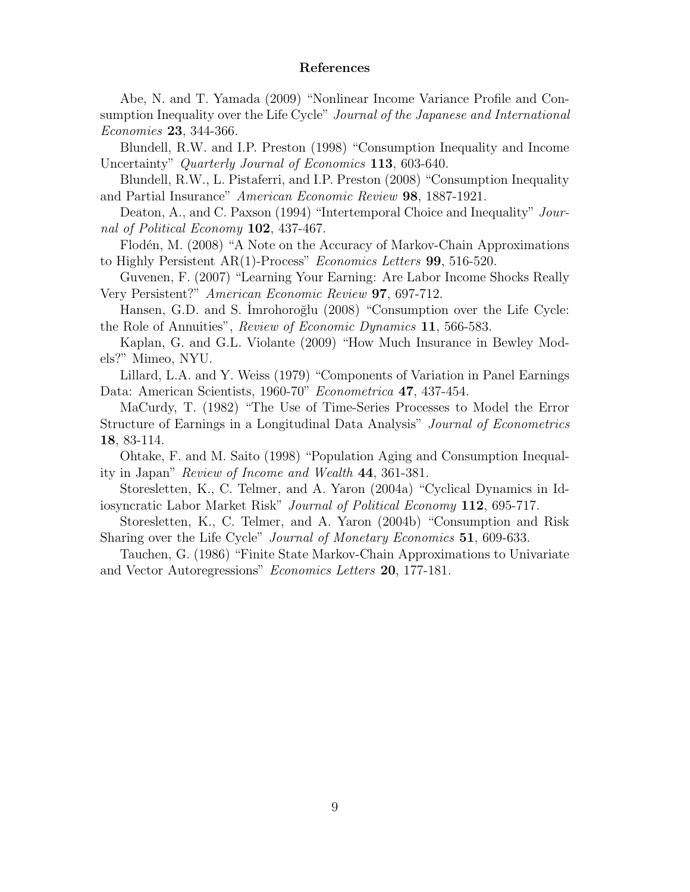## References

Abe, N. and T. Yamada (2009) "Nonlinear Income Variance Profile and Consumption Inequality over the Life Cycle" *Journal of the Japanese and International Economies* **23**, 344-366.

Blundell, R.W. and I.P. Preston (1998) "Consumption Inequality and Income Uncertainty" *Quarterly Journal of Economics* **113**, 603-640.

Blundell, R.W., L. Pistaferri, and I.P. Preston (2008) "Consumption Inequality and Partial Insurance" *American Economic Review* **98**, 1887-1921.

Deaton, A., and C. Paxson (1994) "Intertemporal Choice and Inequality" *Journal of Political Economy* **102**, 437-467.

Flodén, M. (2008) "A Note on the Accuracy of Markov-Chain Approximations to Highly Persistent AR(1)-Process" *Economics Letters* **99**, 516-520.

Guvenen, F. (2007) "Learning Your Earning: Are Labor Income Shocks Really Very Persistent?" *American Economic Review* **97**, 697-712.

Hansen, G.D. and S. İmrohoroğlu (2008) "Consumption over the Life Cycle: the Role of Annuities", *Review of Economic Dynamics* **11**, 566-583.

Kaplan, G. and G.L. Violante (2009) "How Much Insurance in Bewley Models?" Mimeo, NYU.

Lillard, L.A. and Y. Weiss (1979) "Components of Variation in Panel Earnings Data: American Scientists, 1960-70" *Econometrica* **47**, 437-454.

MaCurdy, T. (1982) "The Use of Time-Series Processes to Model the Error Structure of Earnings in a Longitudinal Data Analysis" *Journal of Econometrics* **18**, 83-114.

Ohtake, F. and M. Saito (1998) "Population Aging and Consumption Inequality in Japan" *Review of Income and Wealth* **44**, 361-381.

Storesletten, K., C. Telmer, and A. Yaron (2004a) "Cyclical Dynamics in Idiosyncratic Labor Market Risk" *Journal of Political Economy* **112**, 695-717.

Storesletten, K., C. Telmer, and A. Yaron (2004b) "Consumption and Risk Sharing over the Life Cycle" *Journal of Monetary Economics* **51**, 609-633.

Tauchen, G. (1986) "Finite State Markov-Chain Approximations to Univariate and Vector Autoregressions" *Economics Letters* **20**, 177-181.